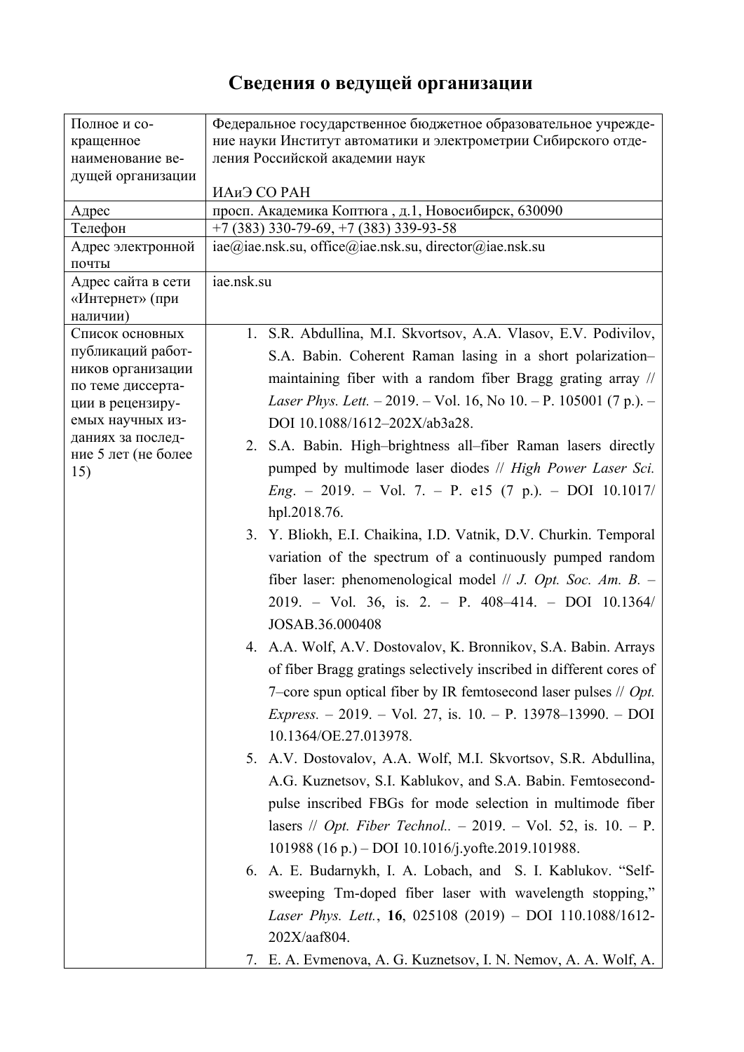# Сведения о ведущей организации

| | |
|---|---|
| Полное и сокращенное наименование ведущей организации | Федеральное государственное бюджетное образовательное учреждение науки Институт автоматики и электрометрии Сибирского отделения Российской академии наук<br><br>ИАиЭ СО РАН |
| Адрес | просп. Академика Коптюга , д.1, Новосибирск, 630090 |
| Телефон | +7 (383) 330-79-69, +7 (383) 339-93-58 |
| Адрес электронной почты | iae@iae.nsk.su, office@iae.nsk.su, director@iae.nsk.su |
| Адрес сайта в сети «Интернет» (при наличии) | iae.nsk.su |
| Список основных публикаций работников организации по теме диссертации в рецензируемых научных изданиях за последние 5 лет (не более 15) | 1. S.R. Abdullina, M.I. Skvortsov, A.A. Vlasov, E.V. Podivilov, S.A. Babin. Coherent Raman lasing in a short polarization–maintaining fiber with a random fiber Bragg grating array // *Laser Phys. Lett.* – 2019. – Vol. 16, No 10. – P. 105001 (7 p.). – DOI 10.1088/1612–202X/ab3a28.<br>2. S.A. Babin. High–brightness all–fiber Raman lasers directly pumped by multimode laser diodes // *High Power Laser Sci. Eng*. – 2019. – Vol. 7. – P. e15 (7 p.). – DOI 10.1017/ hpl.2018.76.<br>3. Y. Bliokh, E.I. Chaikina, I.D. Vatnik, D.V. Churkin. Temporal variation of the spectrum of a continuously pumped random fiber laser: phenomenological model // *J. Opt. Soc. Am. B.* – 2019. – Vol. 36, is. 2. – P. 408–414. – DOI 10.1364/ JOSAB.36.000408<br>4. A.A. Wolf, A.V. Dostovalov, K. Bronnikov, S.A. Babin. Arrays of fiber Bragg gratings selectively inscribed in different cores of 7–core spun optical fiber by IR femtosecond laser pulses // *Opt. Express.* – 2019. – Vol. 27, is. 10. – P. 13978–13990. – DOI 10.1364/OE.27.013978.<br>5. A.V. Dostovalov, A.A. Wolf, M.I. Skvortsov, S.R. Abdullina, A.G. Kuznetsov, S.I. Kablukov, and S.A. Babin. Femtosecond-pulse inscribed FBGs for mode selection in multimode fiber lasers // *Opt. Fiber Technol..* – 2019. – Vol. 52, is. 10. – P. 101988 (16 p.) – DOI 10.1016/j.yofte.2019.101988.<br>6. A. E. Budarnykh, I. A. Lobach, and S. I. Kablukov. “Self-sweeping Tm-doped fiber laser with wavelength stopping,” *Laser Phys. Lett.*, **16**, 025108 (2019) – DOI 110.1088/1612-202X/aaf804.<br>7. E. A. Evmenova, A. G. Kuznetsov, I. N. Nemov, A. A. Wolf, A. |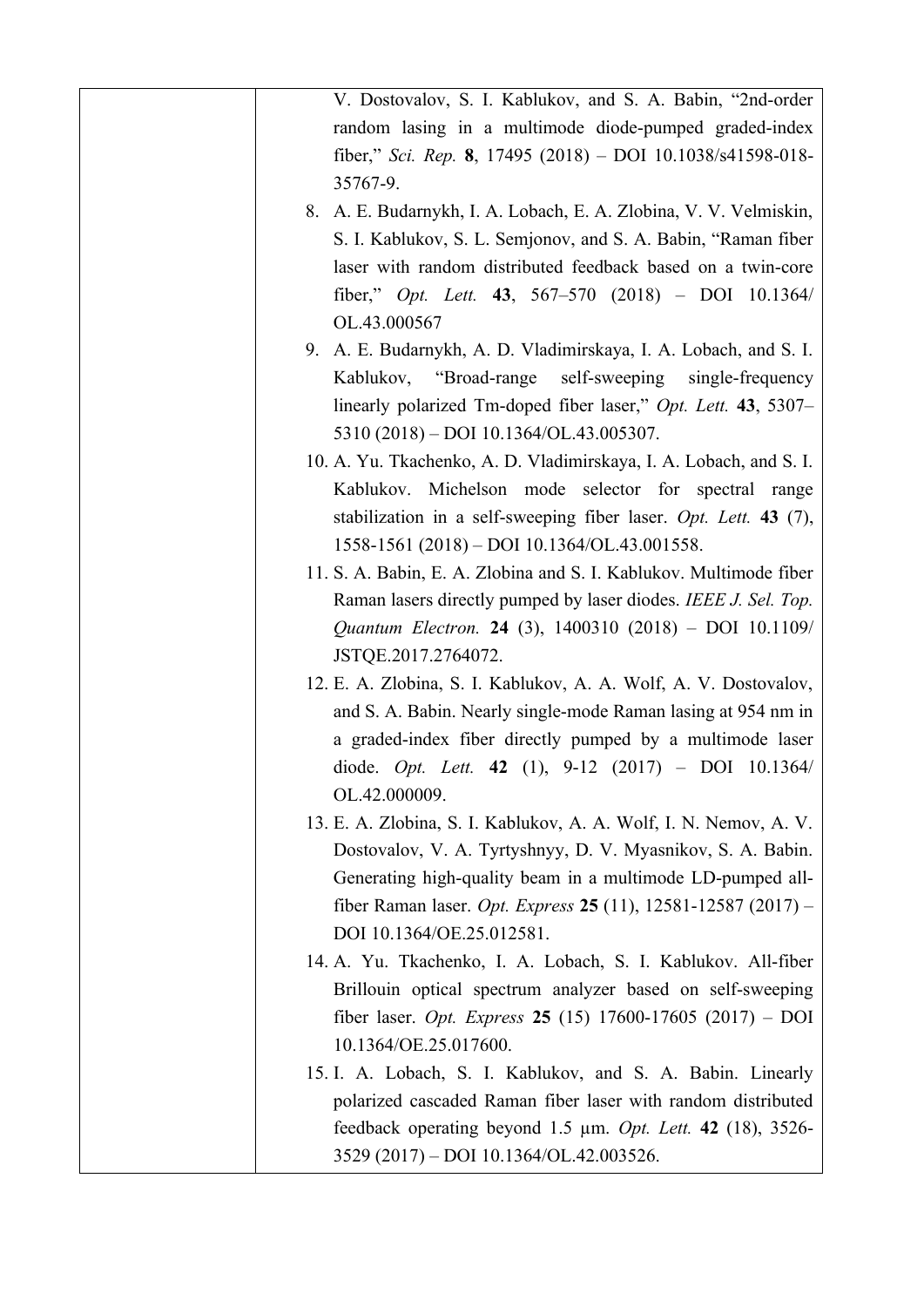| | |
|---|---|
| | V. Dostovalov, S. I. Kablukov, and S. A. Babin, “2nd-order random lasing in a multimode diode-pumped graded-index fiber,” *Sci. Rep.* **8**, 17495 (2018) – DOI 10.1038/s41598-018-35767-9.<br>8. A. E. Budarnykh, I. A. Lobach, E. A. Zlobina, V. V. Velmiskin, S. I. Kablukov, S. L. Semjonov, and S. A. Babin, “Raman fiber laser with random distributed feedback based on a twin-core fiber,” *Opt. Lett.* **43**, 567–570 (2018) – DOI 10.1364/OL.43.000567<br>9. A. E. Budarnykh, A. D. Vladimirskaya, I. A. Lobach, and S. I. Kablukov, “Broad-range self-sweeping single-frequency linearly polarized Tm-doped fiber laser,” *Opt. Lett.* **43**, 5307–5310 (2018) – DOI 10.1364/OL.43.005307.<br>10. A. Yu. Tkachenko, A. D. Vladimirskaya, I. A. Lobach, and S. I. Kablukov. Michelson mode selector for spectral range stabilization in a self-sweeping fiber laser. *Opt. Lett.* **43** (7), 1558-1561 (2018) – DOI 10.1364/OL.43.001558.<br>11. S. A. Babin, E. A. Zlobina and S. I. Kablukov. Multimode fiber Raman lasers directly pumped by laser diodes. *IEEE J. Sel. Top. Quantum Electron.* **24** (3), 1400310 (2018) – DOI 10.1109/JSTQE.2017.2764072.<br>12. E. A. Zlobina, S. I. Kablukov, A. A. Wolf, A. V. Dostovalov, and S. A. Babin. Nearly single-mode Raman lasing at 954 nm in a graded-index fiber directly pumped by a multimode laser diode. *Opt. Lett.* **42** (1), 9-12 (2017) – DOI 10.1364/OL.42.000009.<br>13. E. A. Zlobina, S. I. Kablukov, A. A. Wolf, I. N. Nemov, A. V. Dostovalov, V. A. Tyrtyshnyy, D. V. Myasnikov, S. A. Babin. Generating high-quality beam in a multimode LD-pumped all-fiber Raman laser. *Opt. Express* **25** (11), 12581-12587 (2017) – DOI 10.1364/OE.25.012581.<br>14. A. Yu. Tkachenko, I. A. Lobach, S. I. Kablukov. All-fiber Brillouin optical spectrum analyzer based on self-sweeping fiber laser. *Opt. Express* **25** (15) 17600-17605 (2017) – DOI 10.1364/OE.25.017600.<br>15. I. A. Lobach, S. I. Kablukov, and S. A. Babin. Linearly polarized cascaded Raman fiber laser with random distributed feedback operating beyond 1.5 μm. *Opt. Lett.* **42** (18), 3526-3529 (2017) – DOI 10.1364/OL.42.003526. |